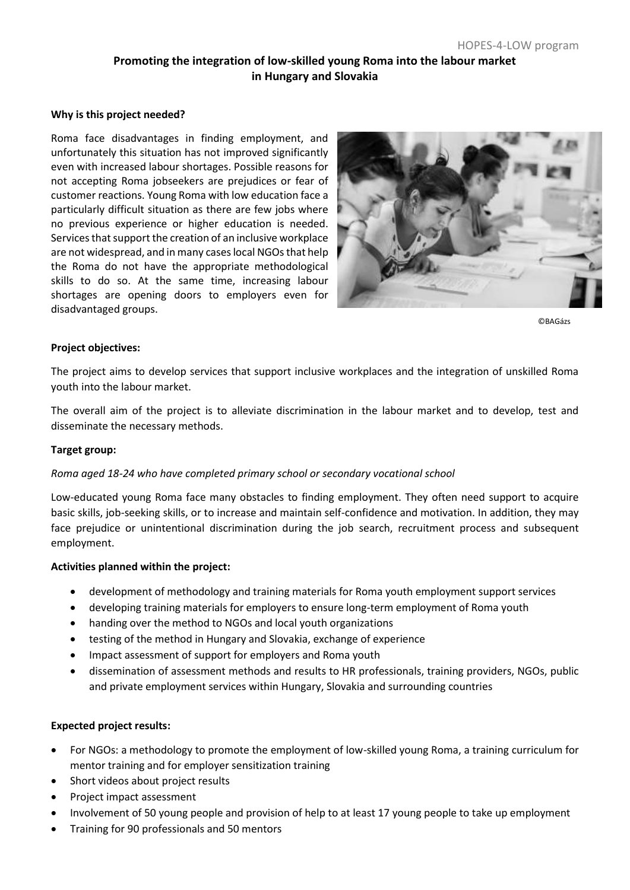HOPES-4-LOW program

# Promoting the integration of low-skilled young Roma into the labour market in Hungary and Slovakia

**Why is this project needed?**

Roma face disadvantages in finding employment, and unfortunately this situation has not improved significantly even with increased labour shortages. Possible reasons for not accepting Roma jobseekers are prejudices or fear of customer reactions. Young Roma with low education face a particularly difficult situation as there are few jobs where no previous experience or higher education is needed. Services that support the creation of an inclusive workplace are not widespread, and in many cases local NGOs that help the Roma do not have the appropriate methodological skills to do so. At the same time, increasing labour shortages are opening doors to employers even for disadvantaged groups.

©BAGázs

**Project objectives:**

The project aims to develop services that support inclusive workplaces and the integration of unskilled Roma youth into the labour market.

The overall aim of the project is to alleviate discrimination in the labour market and to develop, test and disseminate the necessary methods.

**Target group:**

*Roma aged 18-24 who have completed primary school or secondary vocational school*

Low-educated young Roma face many obstacles to finding employment. They often need support to acquire basic skills, job-seeking skills, or to increase and maintain self-confidence and motivation. In addition, they may face prejudice or unintentional discrimination during the job search, recruitment process and subsequent employment.

**Activities planned within the project:**

- development of methodology and training materials for Roma youth employment support services
- developing training materials for employers to ensure long-term employment of Roma youth
- handing over the method to NGOs and local youth organizations
- testing of the method in Hungary and Slovakia, exchange of experience
- Impact assessment of support for employers and Roma youth
- dissemination of assessment methods and results to HR professionals, training providers, NGOs, public and private employment services within Hungary, Slovakia and surrounding countries

**Expected project results:**

- For NGOs: a methodology to promote the employment of low-skilled young Roma, a training curriculum for mentor training and for employer sensitization training
- Short videos about project results
- Project impact assessment
- Involvement of 50 young people and provision of help to at least 17 young people to take up employment
- Training for 90 professionals and 50 mentors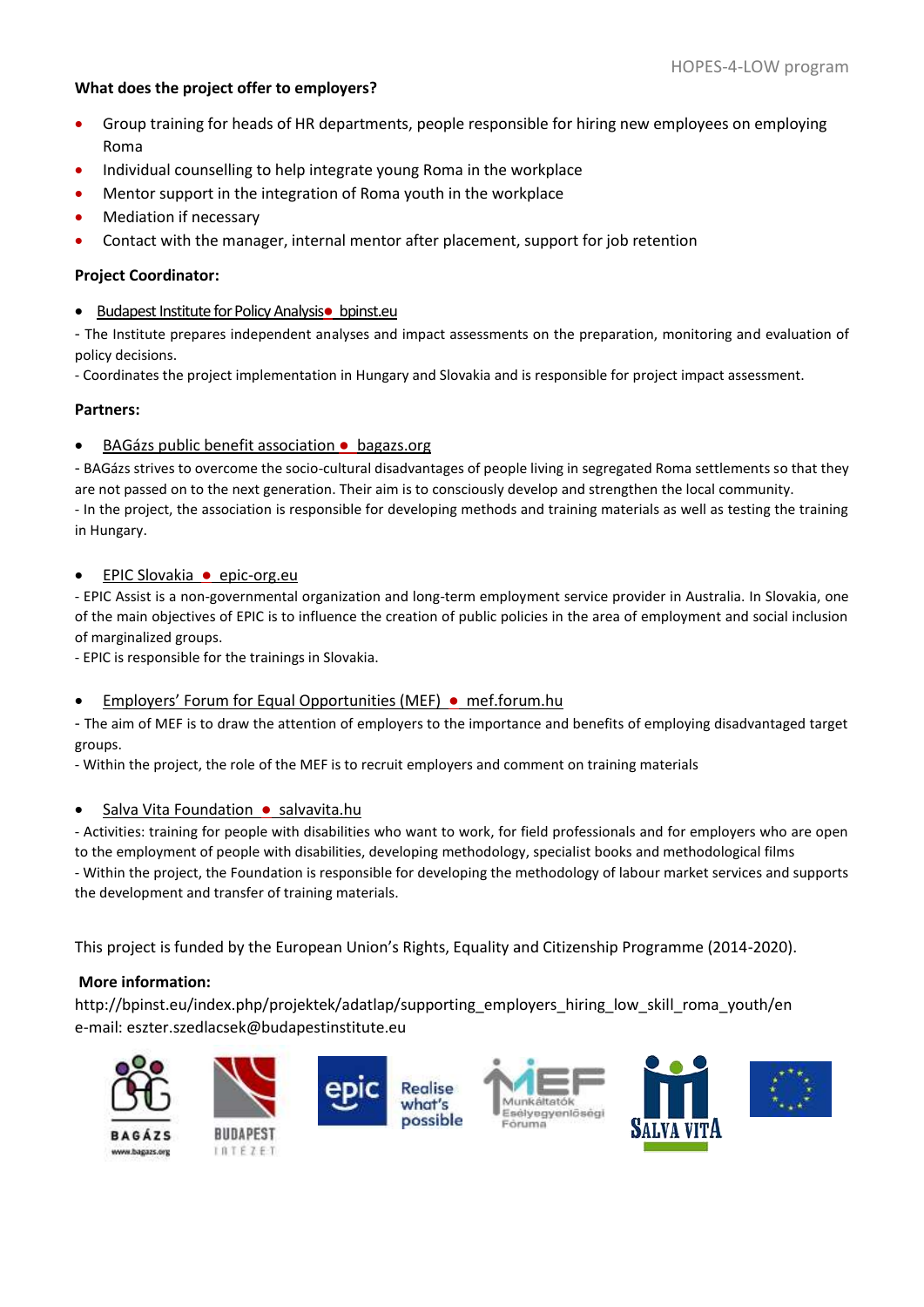**What does the project offer to employers?**

- Group training for heads of HR departments, people responsible for hiring new employees on employing Roma
- Individual counselling to help integrate young Roma in the workplace
- Mentor support in the integration of Roma youth in the workplace
- Mediation if necessary
- Contact with the manager, internal mentor after placement, support for job retention

**Project Coordinator:**

- Budapest Institute for Policy Analysis● bpinst.eu

- The Institute prepares independent analyses and impact assessments on the preparation, monitoring and evaluation of policy decisions.
- Coordinates the project implementation in Hungary and Slovakia and is responsible for project impact assessment.

**Partners:**

- BAGázs public benefit association ● bagazs.org

- BAGázs strives to overcome the socio-cultural disadvantages of people living in segregated Roma settlements so that they are not passed on to the next generation. Their aim is to consciously develop and strengthen the local community.
- In the project, the association is responsible for developing methods and training materials as well as testing the training in Hungary.

- EPIC Slovakia ● epic-org.eu

- EPIC Assist is a non-governmental organization and long-term employment service provider in Australia. In Slovakia, one of the main objectives of EPIC is to influence the creation of public policies in the area of employment and social inclusion of marginalized groups.
- EPIC is responsible for the trainings in Slovakia.

- Employers' Forum for Equal Opportunities (MEF) ● mef.forum.hu

- The aim of MEF is to draw the attention of employers to the importance and benefits of employing disadvantaged target groups.
- Within the project, the role of the MEF is to recruit employers and comment on training materials

- Salva Vita Foundation ● salvavita.hu

- Activities: training for people with disabilities who want to work, for field professionals and for employers who are open to the employment of people with disabilities, developing methodology, specialist books and methodological films
- Within the project, the Foundation is responsible for developing the methodology of labour market services and supports the development and transfer of training materials.

This project is funded by the European Union's Rights, Equality and Citizenship Programme (2014-2020).

**More information:**

http://bpinst.eu/index.php/projektek/adatlap/supporting_employers_hiring_low_skill_roma_youth/en
e-mail: eszter.szedlacsek@budapestinstitute.eu